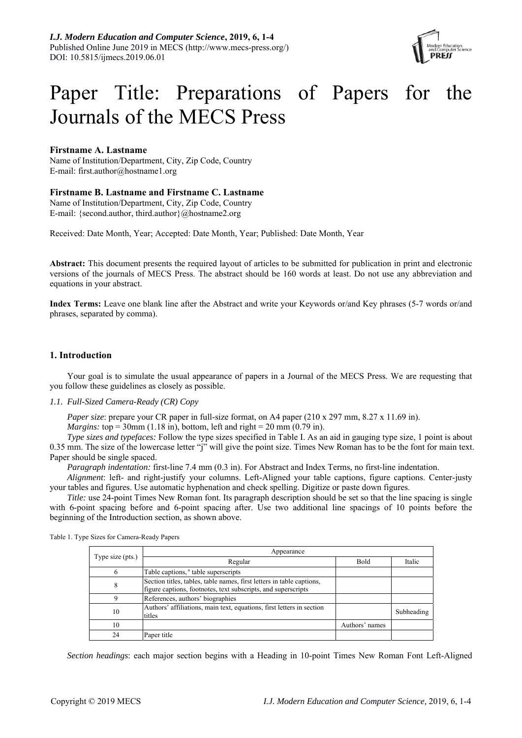# Paper Title: Preparations of Papers for the Journals of the MECS Press

**Firstname A. Lastname**
Name of Institution/Department, City, Zip Code, Country
E-mail: first.author@hostname1.org

**Firstname B. Lastname and Firstname C. Lastname**
Name of Institution/Department, City, Zip Code, Country
E-mail: {second.author, third.author}@hostname2.org

Received: Date Month, Year; Accepted: Date Month, Year; Published: Date Month, Year

**Abstract:** This document presents the required layout of articles to be submitted for publication in print and electronic versions of the journals of MECS Press. The abstract should be 160 words at least. Do not use any abbreviation and equations in your abstract.

**Index Terms:** Leave one blank line after the Abstract and write your Keywords or/and Key phrases (5-7 words or/and phrases, separated by comma).

## 1. Introduction

Your goal is to simulate the usual appearance of papers in a Journal of the MECS Press. We are requesting that you follow these guidelines as closely as possible.

### *1.1. Full-Sized Camera-Ready (CR) Copy*

*Paper size*: prepare your CR paper in full-size format, on A4 paper (210 x 297 mm, 8.27 x 11.69 in).

*Margins:* top = 30mm (1.18 in), bottom, left and right = 20 mm (0.79 in).

*Type sizes and typefaces:* Follow the type sizes specified in Table I. As an aid in gauging type size, 1 point is about 0.35 mm. The size of the lowercase letter "j" will give the point size. Times New Roman has to be the font for main text. Paper should be single spaced.

*Paragraph indentation:* first-line 7.4 mm (0.3 in). For Abstract and Index Terms, no first-line indentation.

*Alignment*: left- and right-justify your columns. Left-Aligned your table captions, figure captions. Center-justy your tables and figures. Use automatic hyphenation and check spelling. Digitize or paste down figures.

*Title:* use 24-point Times New Roman font. Its paragraph description should be set so that the line spacing is single with 6-point spacing before and 6-point spacing after. Use two additional line spacings of 10 points before the beginning of the Introduction section, as shown above.

Table 1. Type Sizes for Camera-Ready Papers

| Type size (pts.) | Appearance | | |
|---|---|---|---|
| | Regular | Bold | Italic |
| 6 | Table captions, [a] table superscripts | | |
| 8 | Section titles, tables, table names, first letters in table captions, figure captions, footnotes, text subscripts, and superscripts | | |
| 9 | References, authors' biographies | | |
| 10 | Authors' affiliations, main text, equations, first letters in section titles | | Subheading |
| 10 | | Authors' names | |
| 24 | Paper title | | |

*Section headings*: each major section begins with a Heading in 10-point Times New Roman Font Left-Aligned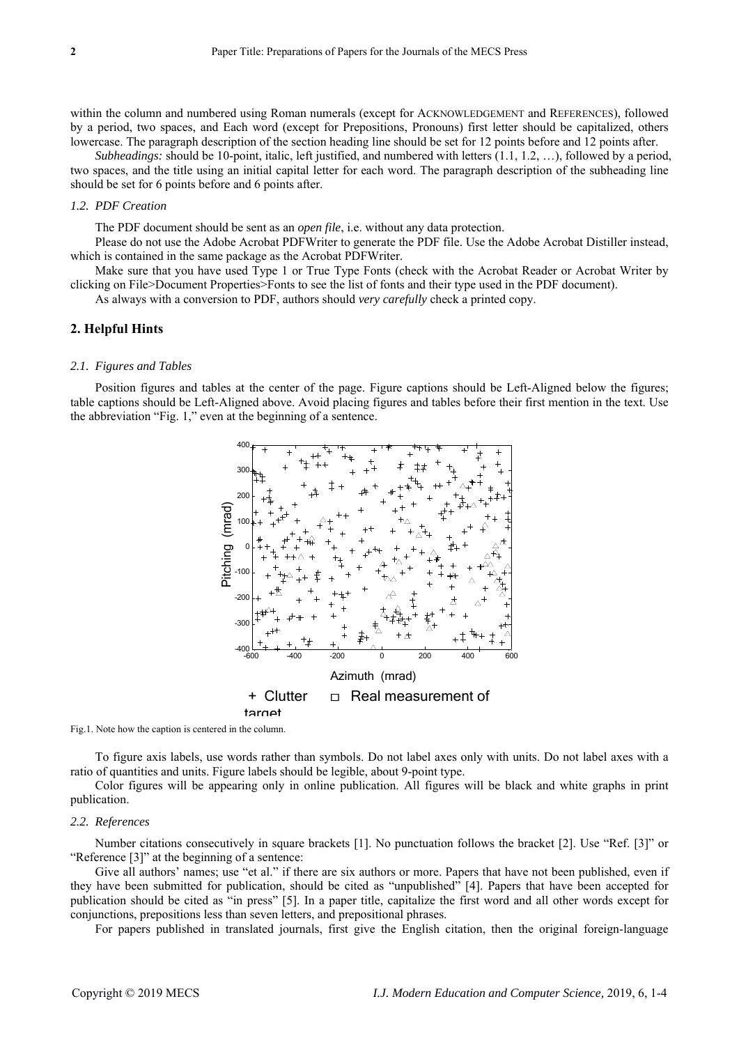within the column and numbered using Roman numerals (except for ACKNOWLEDGEMENT and REFERENCES), followed by a period, two spaces, and Each word (except for Prepositions, Pronouns) first letter should be capitalized, others lowercase. The paragraph description of the section heading line should be set for 12 points before and 12 points after.

*Subheadings:* should be 10-point, italic, left justified, and numbered with letters (1.1, 1.2, …), followed by a period, two spaces, and the title using an initial capital letter for each word. The paragraph description of the subheading line should be set for 6 points before and 6 points after.

### *1.2. PDF Creation*

The PDF document should be sent as an *open file*, i.e. without any data protection.

Please do not use the Adobe Acrobat PDFWriter to generate the PDF file. Use the Adobe Acrobat Distiller instead, which is contained in the same package as the Acrobat PDFWriter.

Make sure that you have used Type 1 or True Type Fonts (check with the Acrobat Reader or Acrobat Writer by clicking on File>Document Properties>Fonts to see the list of fonts and their type used in the PDF document).

As always with a conversion to PDF, authors should *very carefully* check a printed copy.

## 2. Helpful Hints

### *2.1. Figures and Tables*

Position figures and tables at the center of the page. Figure captions should be Left-Aligned below the figures; table captions should be Left-Aligned above. Avoid placing figures and tables before their first mention in the text. Use the abbreviation "Fig. 1," even at the beginning of a sentence.

Fig.1. Note how the caption is centered in the column.

To figure axis labels, use words rather than symbols. Do not label axes only with units. Do not label axes with a ratio of quantities and units. Figure labels should be legible, about 9-point type.

Color figures will be appearing only in online publication. All figures will be black and white graphs in print publication.

### *2.2. References*

Number citations consecutively in square brackets [1]. No punctuation follows the bracket [2]. Use "Ref. [3]" or "Reference [3]" at the beginning of a sentence:

Give all authors' names; use "et al." if there are six authors or more. Papers that have not been published, even if they have been submitted for publication, should be cited as "unpublished" [4]. Papers that have been accepted for publication should be cited as "in press" [5]. In a paper title, capitalize the first word and all other words except for conjunctions, prepositions less than seven letters, and prepositional phrases.

For papers published in translated journals, first give the English citation, then the original foreign-language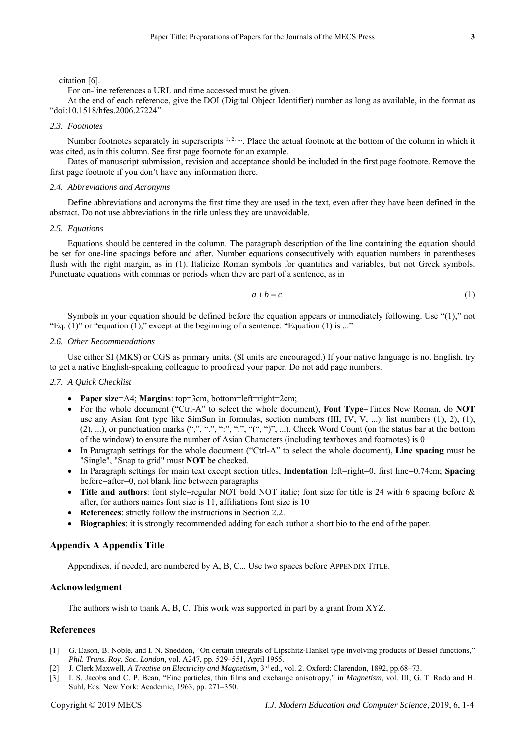citation [6].

For on-line references a URL and time accessed must be given.

At the end of each reference, give the DOI (Digital Object Identifier) number as long as available, in the format as "doi:10.1518/hfes.2006.27224"

### *2.3. Footnotes*

Number footnotes separately in superscripts [1, 2, …]. Place the actual footnote at the bottom of the column in which it was cited, as in this column. See first page footnote for an example.

Dates of manuscript submission, revision and acceptance should be included in the first page footnote. Remove the first page footnote if you don't have any information there.

### *2.4. Abbreviations and Acronyms*

Define abbreviations and acronyms the first time they are used in the text, even after they have been defined in the abstract. Do not use abbreviations in the title unless they are unavoidable.

### *2.5. Equations*

Equations should be centered in the column. The paragraph description of the line containing the equation should be set for one-line spacings before and after. Number equations consecutively with equation numbers in parentheses flush with the right margin, as in (1). Italicize Roman symbols for quantities and variables, but not Greek symbols. Punctuate equations with commas or periods when they are part of a sentence, as in

$$a + b = c \tag{1}$$

Symbols in your equation should be defined before the equation appears or immediately following. Use "(1)," not "Eq. (1)" or "equation (1)," except at the beginning of a sentence: "Equation (1) is ..."

### *2.6. Other Recommendations*

Use either SI (MKS) or CGS as primary units. (SI units are encouraged.) If your native language is not English, try to get a native English-speaking colleague to proofread your paper. Do not add page numbers.

### *2.7. A Quick Checklist*

- **Paper size**=A4; **Margins**: top=3cm, bottom=left=right=2cm;
- For the whole document ("Ctrl-A" to select the whole document), **Font Type**=Times New Roman, do **NOT** use any Asian font type like SimSun in formulas, section numbers (III, IV, V, ...), list numbers (1), 2), (1), (2), ...), or punctuation marks (",", ".", ":", ";", "(", ")", ...). Check Word Count (on the status bar at the bottom of the window) to ensure the number of Asian Characters (including textboxes and footnotes) is 0
- In Paragraph settings for the whole document ("Ctrl-A" to select the whole document), **Line spacing** must be "Single", "Snap to grid" must **NOT** be checked.
- In Paragraph settings for main text except section titles, **Indentation** left=right=0, first line=0.74cm; **Spacing** before=after=0, not blank line between paragraphs
- **Title and authors**: font style=regular NOT bold NOT italic; font size for title is 24 with 6 spacing before & after, for authors names font size is 11, affiliations font size is 10
- **References**: strictly follow the instructions in Section 2.2.
- **Biographies**: it is strongly recommended adding for each author a short bio to the end of the paper.

## Appendix A Appendix Title

Appendixes, if needed, are numbered by A, B, C... Use two spaces before APPENDIX TITLE.

## Acknowledgment

The authors wish to thank A, B, C. This work was supported in part by a grant from XYZ.

## References

[1] G. Eason, B. Noble, and I. N. Sneddon, "On certain integrals of Lipschitz-Hankel type involving products of Bessel functions," *Phil. Trans. Roy. Soc. London*, vol. A247, pp. 529–551, April 1955.

[2] J. Clerk Maxwell, *A Treatise on Electricity and Magnetism*, 3rd ed., vol. 2. Oxford: Clarendon, 1892, pp.68–73.

[3] I. S. Jacobs and C. P. Bean, "Fine particles, thin films and exchange anisotropy," in *Magnetism*, vol. III, G. T. Rado and H. Suhl, Eds. New York: Academic, 1963, pp. 271–350.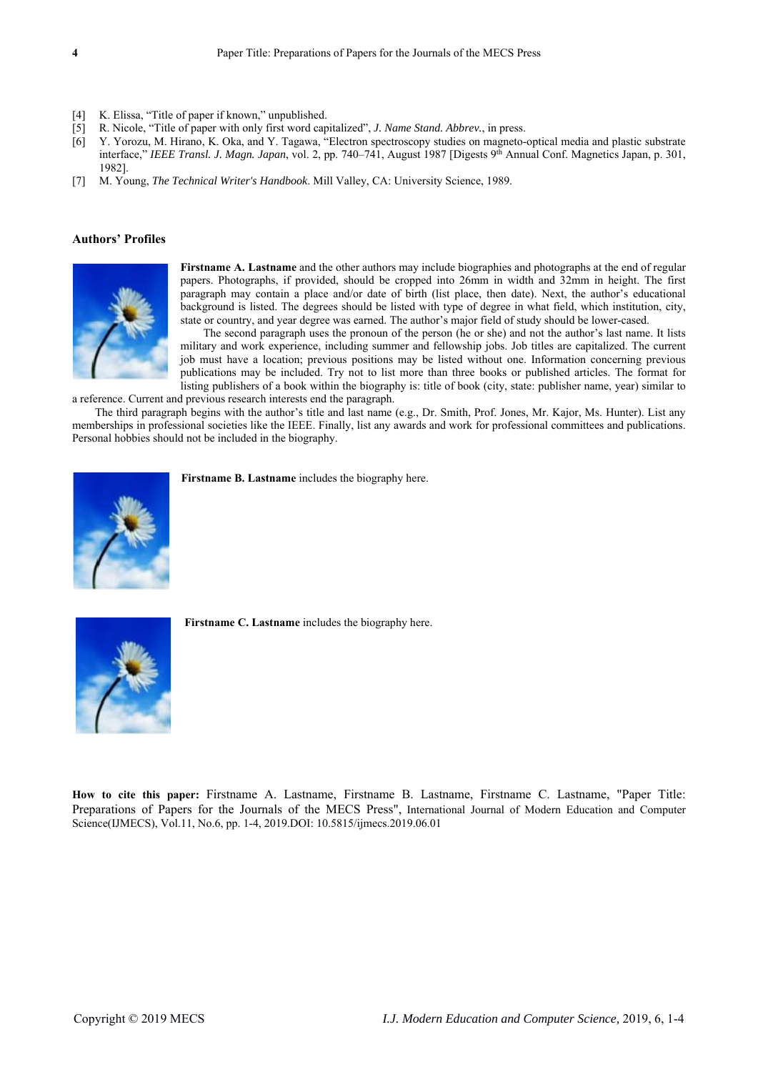[4] K. Elissa, "Title of paper if known," unpublished.

[5] R. Nicole, "Title of paper with only first word capitalized", *J. Name Stand. Abbrev.*, in press.

[6] Y. Yorozu, M. Hirano, K. Oka, and Y. Tagawa, "Electron spectroscopy studies on magneto-optical media and plastic substrate interface," *IEEE Transl. J. Magn. Japan*, vol. 2, pp. 740–741, August 1987 [Digests 9th Annual Conf. Magnetics Japan, p. 301, 1982].

[7] M. Young, *The Technical Writer's Handbook*. Mill Valley, CA: University Science, 1989.

### Authors' Profiles

**Firstname A. Lastname** and the other authors may include biographies and photographs at the end of regular papers. Photographs, if provided, should be cropped into 26mm in width and 32mm in height. The first paragraph may contain a place and/or date of birth (list place, then date). Next, the author's educational background is listed. The degrees should be listed with type of degree in what field, which institution, city, state or country, and year degree was earned. The author's major field of study should be lower-cased.

The second paragraph uses the pronoun of the person (he or she) and not the author's last name. It lists military and work experience, including summer and fellowship jobs. Job titles are capitalized. The current job must have a location; previous positions may be listed without one. Information concerning previous publications may be included. Try not to list more than three books or published articles. The format for listing publishers of a book within the biography is: title of book (city, state: publisher name, year) similar to a reference. Current and previous research interests end the paragraph.

The third paragraph begins with the author's title and last name (e.g., Dr. Smith, Prof. Jones, Mr. Kajor, Ms. Hunter). List any memberships in professional societies like the IEEE. Finally, list any awards and work for professional committees and publications. Personal hobbies should not be included in the biography.

**Firstname B. Lastname** includes the biography here.

**Firstname C. Lastname** includes the biography here.

**How to cite this paper:** Firstname A. Lastname, Firstname B. Lastname, Firstname C. Lastname, "Paper Title: Preparations of Papers for the Journals of the MECS Press", International Journal of Modern Education and Computer Science(IJMECS), Vol.11, No.6, pp. 1-4, 2019.DOI: 10.5815/ijmecs.2019.06.01